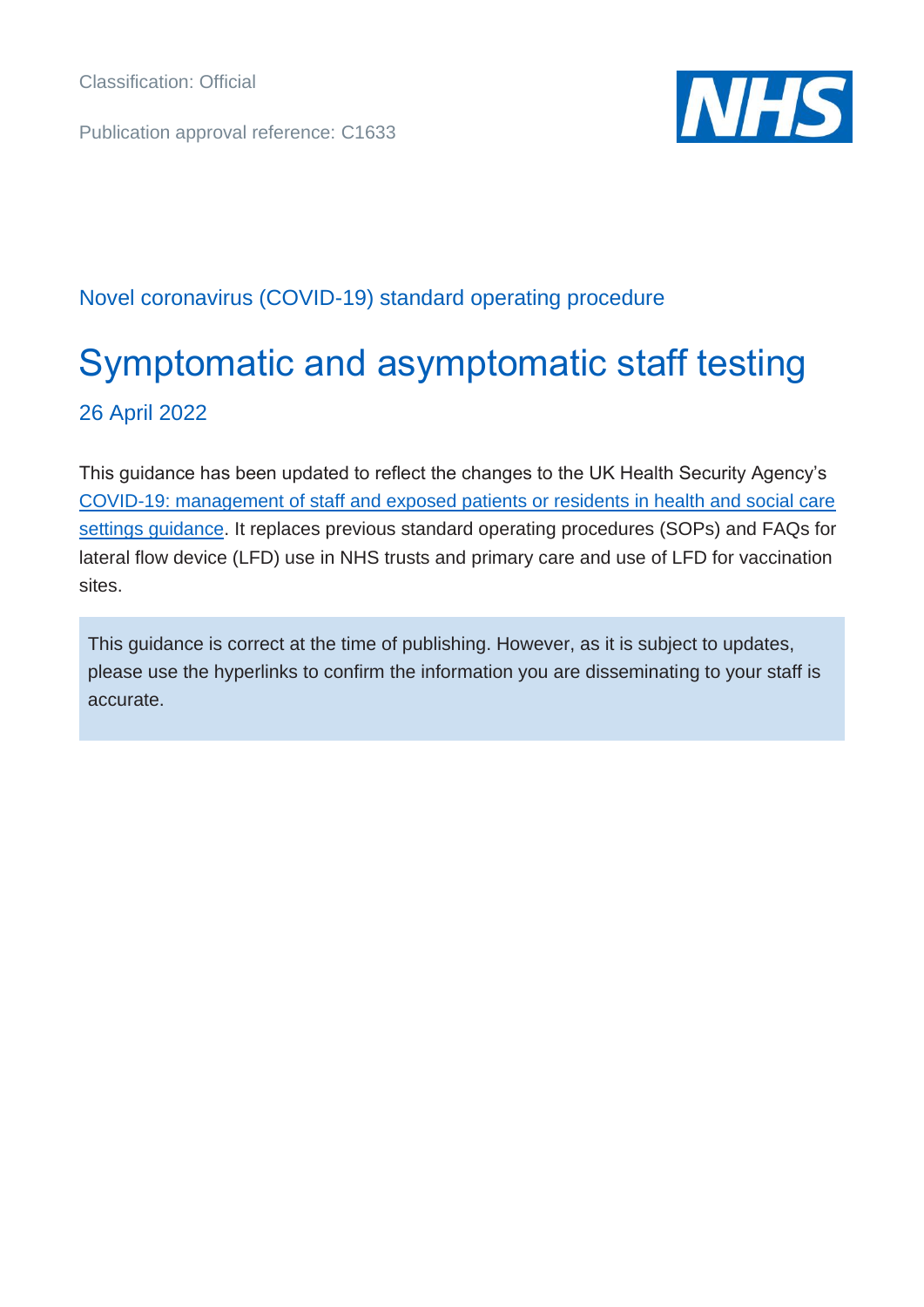Classification: Official

Publication approval reference: C1633

Novel coronavirus (COVID-19) standard operating procedure

# Symptomatic and asymptomatic staff testing

26 April 2022

This guidance has been updated to reflect the changes to the UK Health Security Agency's [COVID-19: management of staff and exposed patients or residents in health and social care settings guidance](). It replaces previous standard operating procedures (SOPs) and FAQs for lateral flow device (LFD) use in NHS trusts and primary care and use of LFD for vaccination sites.

> This guidance is correct at the time of publishing. However, as it is subject to updates, please use the hyperlinks to confirm the information you are disseminating to your staff is accurate.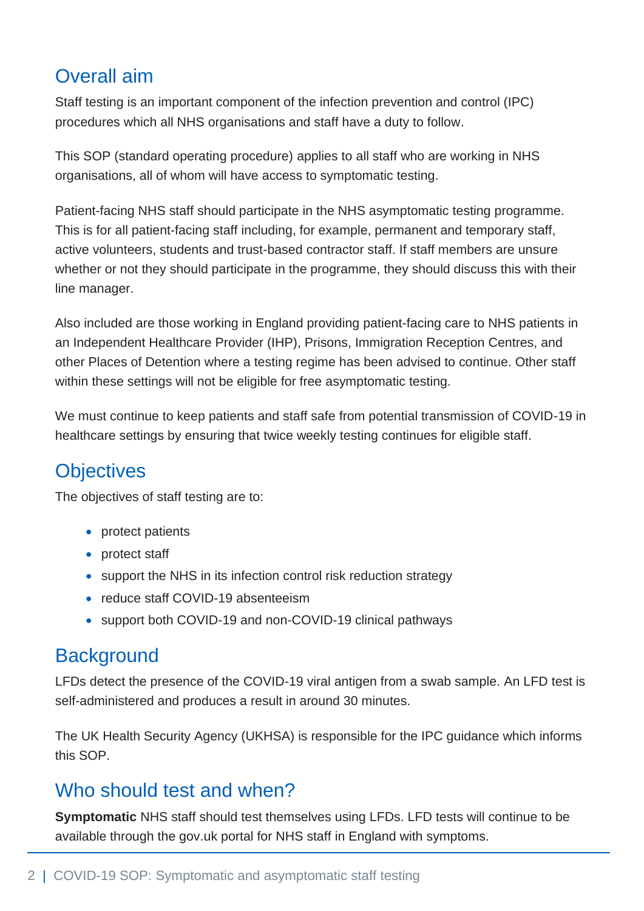## Overall aim

Staff testing is an important component of the infection prevention and control (IPC) procedures which all NHS organisations and staff have a duty to follow.

This SOP (standard operating procedure) applies to all staff who are working in NHS organisations, all of whom will have access to symptomatic testing.

Patient-facing NHS staff should participate in the NHS asymptomatic testing programme. This is for all patient-facing staff including, for example, permanent and temporary staff, active volunteers, students and trust-based contractor staff. If staff members are unsure whether or not they should participate in the programme, they should discuss this with their line manager.

Also included are those working in England providing patient-facing care to NHS patients in an Independent Healthcare Provider (IHP), Prisons, Immigration Reception Centres, and other Places of Detention where a testing regime has been advised to continue. Other staff within these settings will not be eligible for free asymptomatic testing.

We must continue to keep patients and staff safe from potential transmission of COVID-19 in healthcare settings by ensuring that twice weekly testing continues for eligible staff.

## Objectives

The objectives of staff testing are to:

- protect patients
- protect staff
- support the NHS in its infection control risk reduction strategy
- reduce staff COVID-19 absenteeism
- support both COVID-19 and non-COVID-19 clinical pathways

## Background

LFDs detect the presence of the COVID-19 viral antigen from a swab sample. An LFD test is self-administered and produces a result in around 30 minutes.

The UK Health Security Agency (UKHSA) is responsible for the IPC guidance which informs this SOP.

## Who should test and when?

**Symptomatic** NHS staff should test themselves using LFDs. LFD tests will continue to be available through the gov.uk portal for NHS staff in England with symptoms.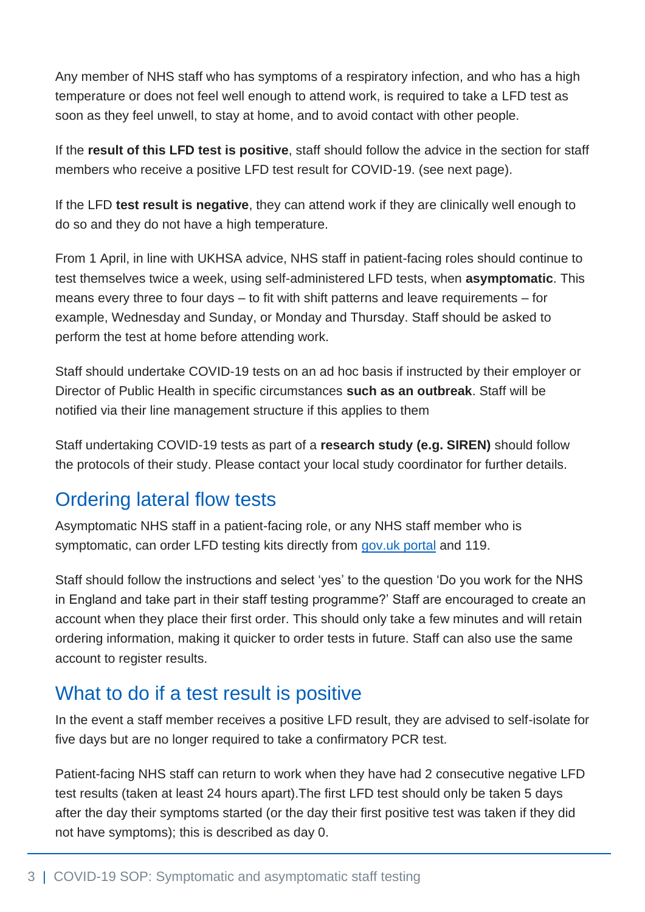Any member of NHS staff who has symptoms of a respiratory infection, and who has a high temperature or does not feel well enough to attend work, is required to take a LFD test as soon as they feel unwell, to stay at home, and to avoid contact with other people.

If the **result of this LFD test is positive**, staff should follow the advice in the section for staff members who receive a positive LFD test result for COVID-19. (see next page).

If the LFD **test result is negative**, they can attend work if they are clinically well enough to do so and they do not have a high temperature.

From 1 April, in line with UKHSA advice, NHS staff in patient-facing roles should continue to test themselves twice a week, using self-administered LFD tests, when **asymptomatic**. This means every three to four days – to fit with shift patterns and leave requirements – for example, Wednesday and Sunday, or Monday and Thursday. Staff should be asked to perform the test at home before attending work.

Staff should undertake COVID-19 tests on an ad hoc basis if instructed by their employer or Director of Public Health in specific circumstances **such as an outbreak**. Staff will be notified via their line management structure if this applies to them

Staff undertaking COVID-19 tests as part of a **research study (e.g. SIREN)** should follow the protocols of their study. Please contact your local study coordinator for further details.

## Ordering lateral flow tests

Asymptomatic NHS staff in a patient-facing role, or any NHS staff member who is symptomatic, can order LFD testing kits directly from gov.uk portal and 119.

Staff should follow the instructions and select 'yes' to the question 'Do you work for the NHS in England and take part in their staff testing programme?' Staff are encouraged to create an account when they place their first order. This should only take a few minutes and will retain ordering information, making it quicker to order tests in future. Staff can also use the same account to register results.

## What to do if a test result is positive

In the event a staff member receives a positive LFD result, they are advised to self-isolate for five days but are no longer required to take a confirmatory PCR test.

Patient-facing NHS staff can return to work when they have had 2 consecutive negative LFD test results (taken at least 24 hours apart).The first LFD test should only be taken 5 days after the day their symptoms started (or the day their first positive test was taken if they did not have symptoms); this is described as day 0.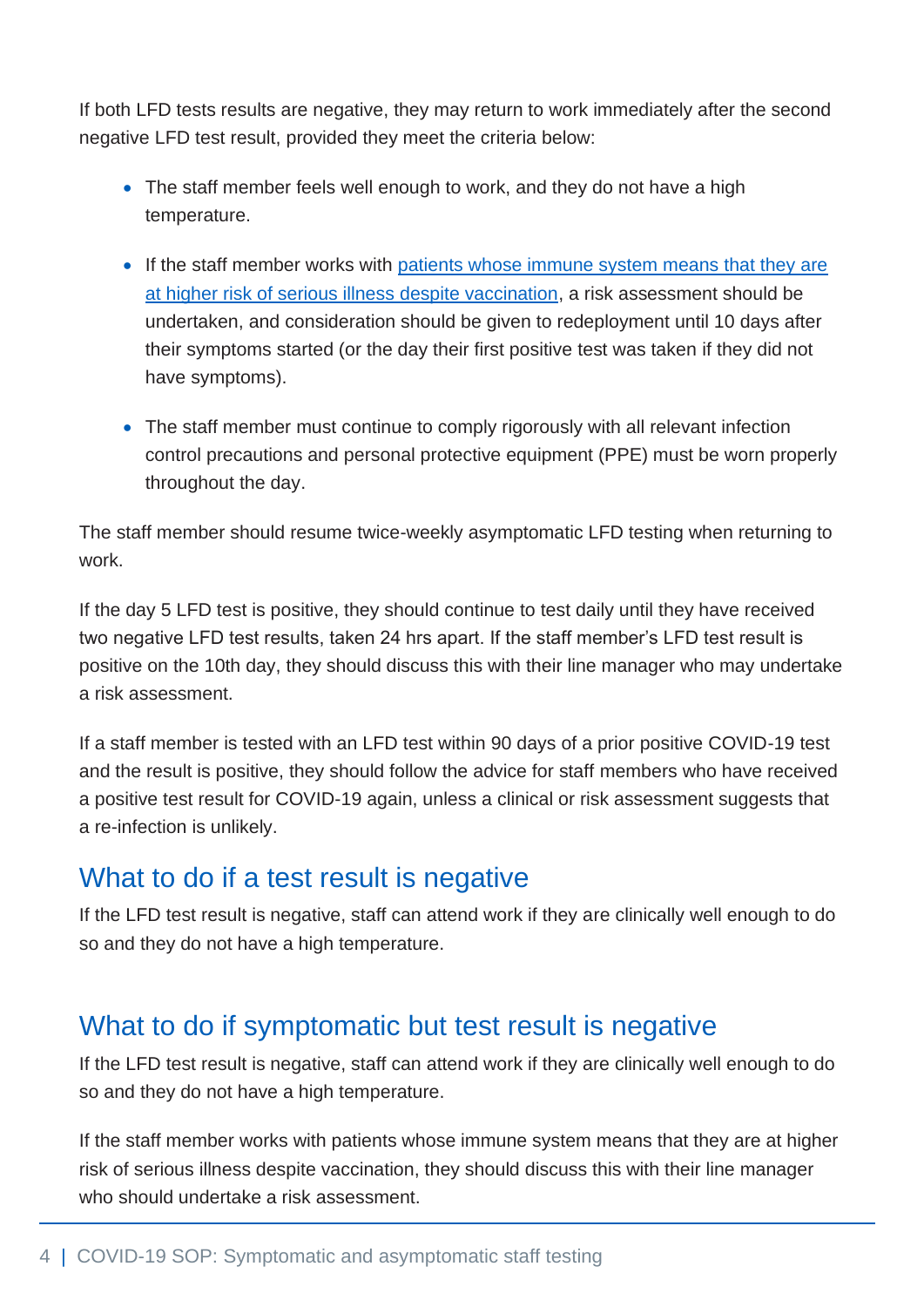If both LFD tests results are negative, they may return to work immediately after the second negative LFD test result, provided they meet the criteria below:

- The staff member feels well enough to work, and they do not have a high temperature.
- If the staff member works with patients whose immune system means that they are at higher risk of serious illness despite vaccination, a risk assessment should be undertaken, and consideration should be given to redeployment until 10 days after their symptoms started (or the day their first positive test was taken if they did not have symptoms).
- The staff member must continue to comply rigorously with all relevant infection control precautions and personal protective equipment (PPE) must be worn properly throughout the day.

The staff member should resume twice-weekly asymptomatic LFD testing when returning to work.

If the day 5 LFD test is positive, they should continue to test daily until they have received two negative LFD test results, taken 24 hrs apart. If the staff member's LFD test result is positive on the 10th day, they should discuss this with their line manager who may undertake a risk assessment.

If a staff member is tested with an LFD test within 90 days of a prior positive COVID-19 test and the result is positive, they should follow the advice for staff members who have received a positive test result for COVID-19 again, unless a clinical or risk assessment suggests that a re-infection is unlikely.

## What to do if a test result is negative

If the LFD test result is negative, staff can attend work if they are clinically well enough to do so and they do not have a high temperature.

## What to do if symptomatic but test result is negative

If the LFD test result is negative, staff can attend work if they are clinically well enough to do so and they do not have a high temperature.

If the staff member works with patients whose immune system means that they are at higher risk of serious illness despite vaccination, they should discuss this with their line manager who should undertake a risk assessment.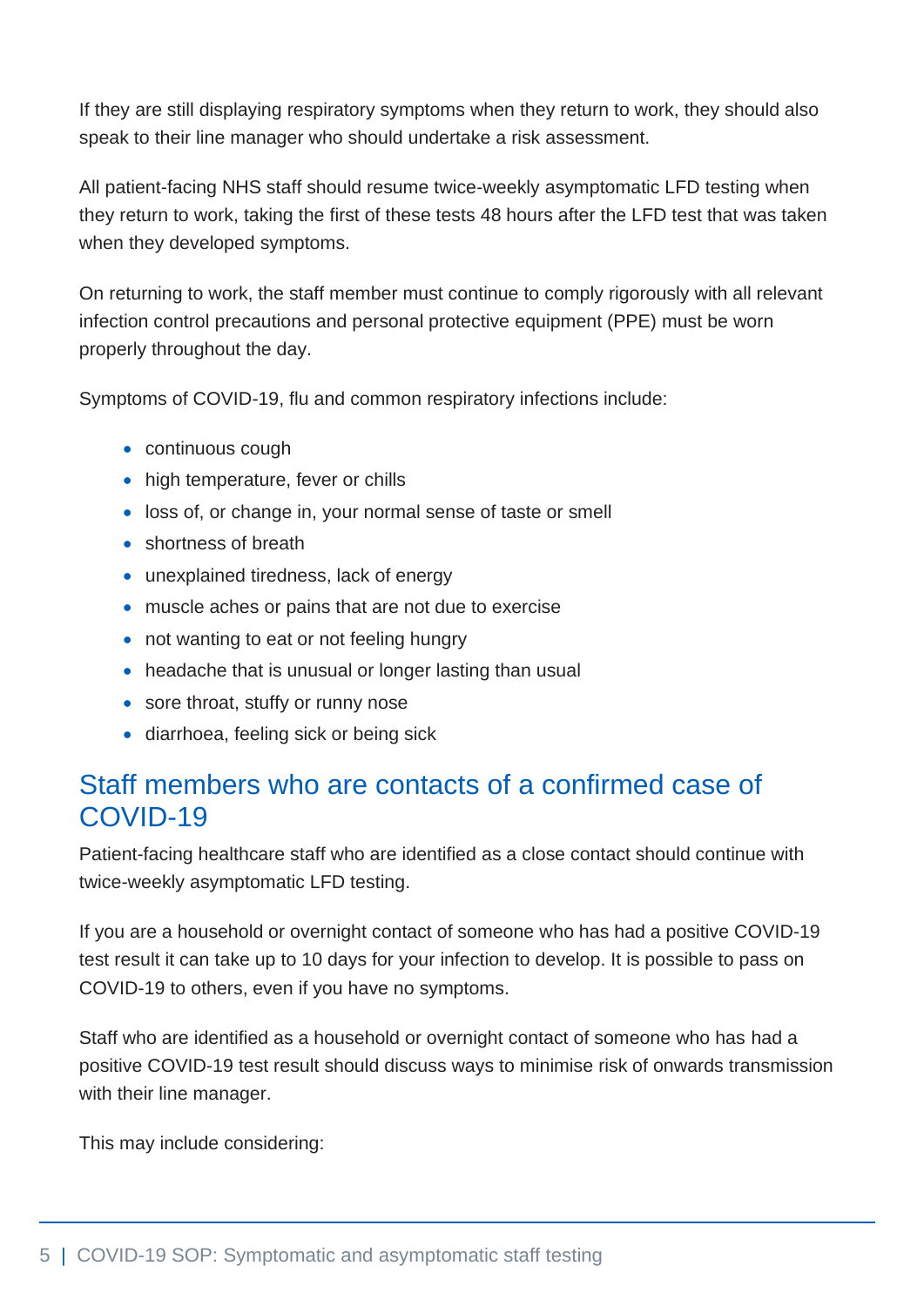If they are still displaying respiratory symptoms when they return to work, they should also speak to their line manager who should undertake a risk assessment.

All patient-facing NHS staff should resume twice-weekly asymptomatic LFD testing when they return to work, taking the first of these tests 48 hours after the LFD test that was taken when they developed symptoms.

On returning to work, the staff member must continue to comply rigorously with all relevant infection control precautions and personal protective equipment (PPE) must be worn properly throughout the day.

Symptoms of COVID-19, flu and common respiratory infections include:

- continuous cough
- high temperature, fever or chills
- loss of, or change in, your normal sense of taste or smell
- shortness of breath
- unexplained tiredness, lack of energy
- muscle aches or pains that are not due to exercise
- not wanting to eat or not feeling hungry
- headache that is unusual or longer lasting than usual
- sore throat, stuffy or runny nose
- diarrhoea, feeling sick or being sick

## Staff members who are contacts of a confirmed case of COVID-19

Patient-facing healthcare staff who are identified as a close contact should continue with twice-weekly asymptomatic LFD testing.

If you are a household or overnight contact of someone who has had a positive COVID-19 test result it can take up to 10 days for your infection to develop. It is possible to pass on COVID-19 to others, even if you have no symptoms.

Staff who are identified as a household or overnight contact of someone who has had a positive COVID-19 test result should discuss ways to minimise risk of onwards transmission with their line manager.

This may include considering: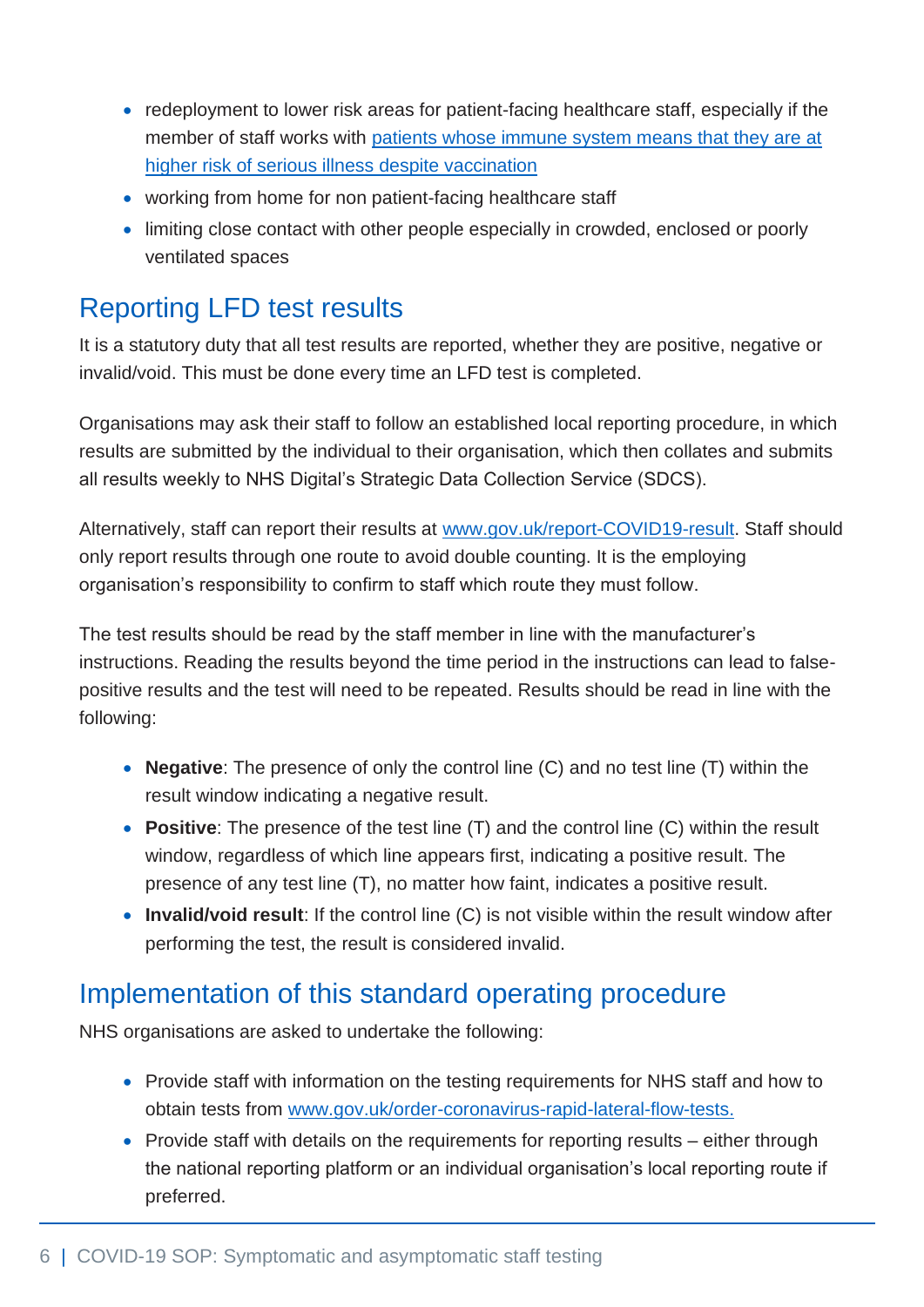- redeployment to lower risk areas for patient-facing healthcare staff, especially if the member of staff works with [patients whose immune system means that they are at higher risk of serious illness despite vaccination](#)
- working from home for non patient-facing healthcare staff
- limiting close contact with other people especially in crowded, enclosed or poorly ventilated spaces

## Reporting LFD test results

It is a statutory duty that all test results are reported, whether they are positive, negative or invalid/void. This must be done every time an LFD test is completed.

Organisations may ask their staff to follow an established local reporting procedure, in which results are submitted by the individual to their organisation, which then collates and submits all results weekly to NHS Digital's Strategic Data Collection Service (SDCS).

Alternatively, staff can report their results at [www.gov.uk/report-COVID19-result](www.gov.uk/report-COVID19-result). Staff should only report results through one route to avoid double counting. It is the employing organisation's responsibility to confirm to staff which route they must follow.

The test results should be read by the staff member in line with the manufacturer's instructions. Reading the results beyond the time period in the instructions can lead to false-positive results and the test will need to be repeated. Results should be read in line with the following:

- **Negative**: The presence of only the control line (C) and no test line (T) within the result window indicating a negative result.
- **Positive**: The presence of the test line (T) and the control line (C) within the result window, regardless of which line appears first, indicating a positive result. The presence of any test line (T), no matter how faint, indicates a positive result.
- **Invalid/void result**: If the control line (C) is not visible within the result window after performing the test, the result is considered invalid.

## Implementation of this standard operating procedure

NHS organisations are asked to undertake the following:

- Provide staff with information on the testing requirements for NHS staff and how to obtain tests from [www.gov.uk/order-coronavirus-rapid-lateral-flow-tests.](www.gov.uk/order-coronavirus-rapid-lateral-flow-tests)
- Provide staff with details on the requirements for reporting results – either through the national reporting platform or an individual organisation's local reporting route if preferred.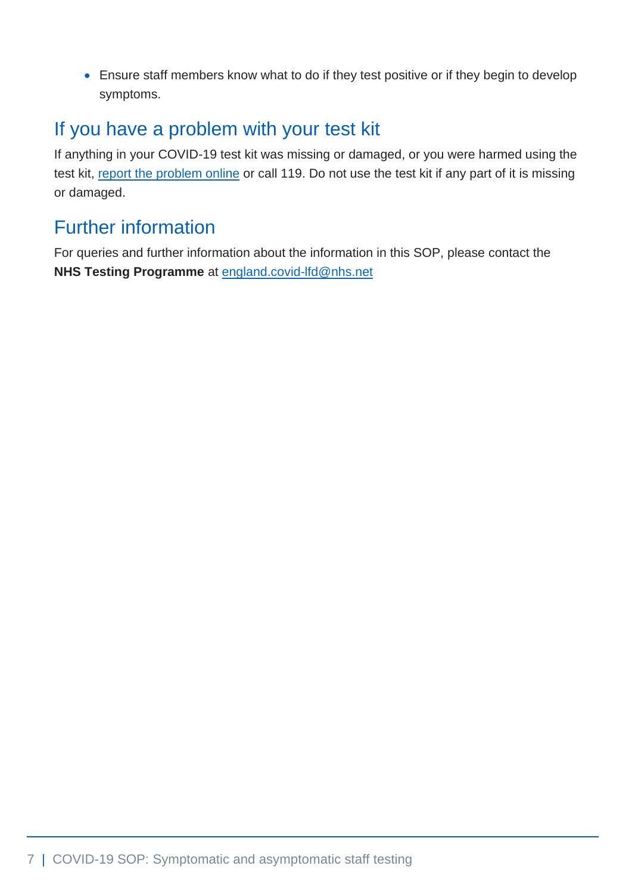- Ensure staff members know what to do if they test positive or if they begin to develop symptoms.

## If you have a problem with your test kit

If anything in your COVID-19 test kit was missing or damaged, or you were harmed using the test kit, report the problem online or call 119. Do not use the test kit if any part of it is missing or damaged.

## Further information

For queries and further information about the information in this SOP, please contact the **NHS Testing Programme** at england.covid-lfd@nhs.net